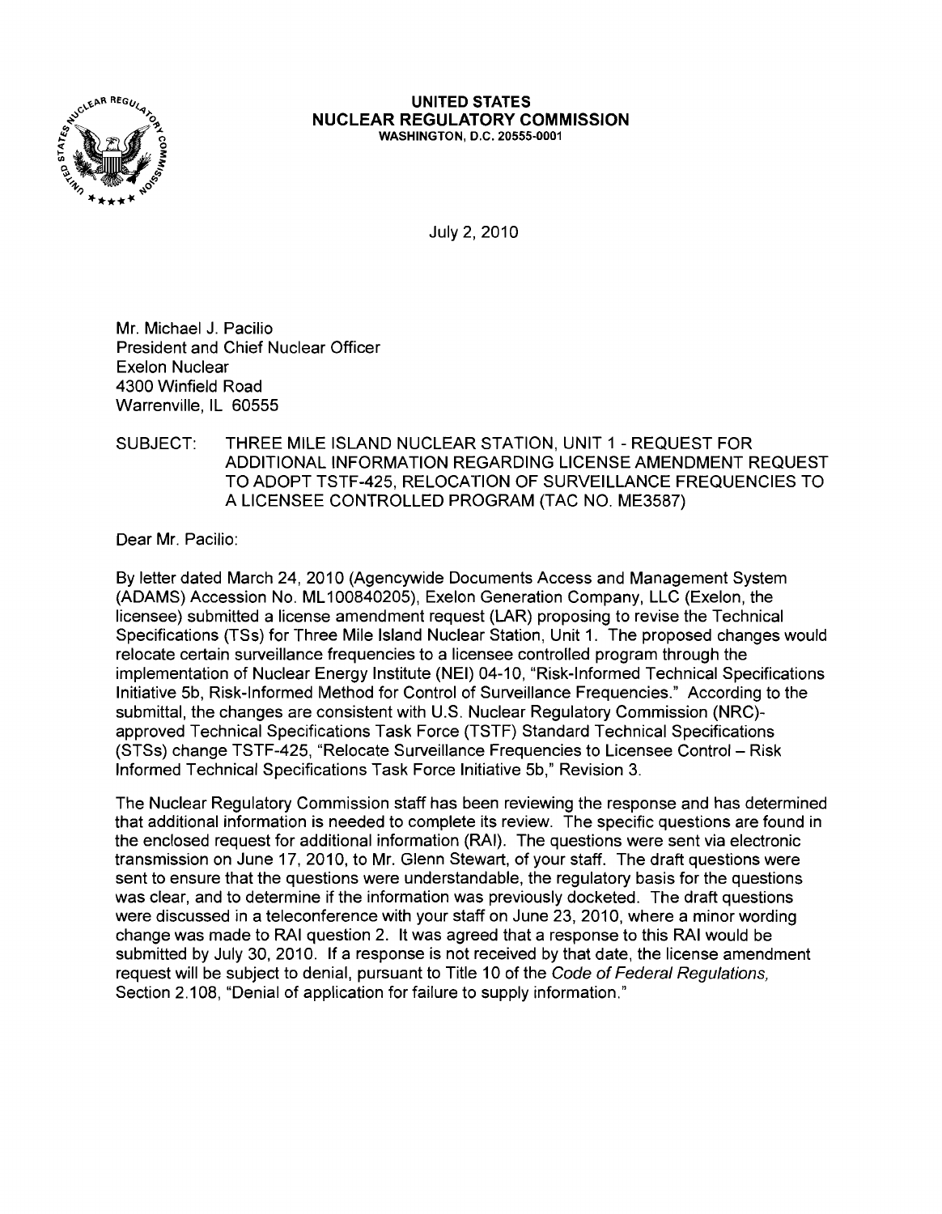**UNITED STATES**
**NUCLEAR REGULATORY COMMISSION**
WASHINGTON, D.C. 20555-0001

July 2, 2010

Mr. Michael J. Pacilio
President and Chief Nuclear Officer
Exelon Nuclear
4300 Winfield Road
Warrenville, IL 60555

SUBJECT: THREE MILE ISLAND NUCLEAR STATION, UNIT 1 - REQUEST FOR ADDITIONAL INFORMATION REGARDING LICENSE AMENDMENT REQUEST TO ADOPT TSTF-425, RELOCATION OF SURVEILLANCE FREQUENCIES TO A LICENSEE CONTROLLED PROGRAM (TAC NO. ME3587)

Dear Mr. Pacilio:

By letter dated March 24, 2010 (Agencywide Documents Access and Management System (ADAMS) Accession No. ML100840205), Exelon Generation Company, LLC (Exelon, the licensee) submitted a license amendment request (LAR) proposing to revise the Technical Specifications (TSs) for Three Mile Island Nuclear Station, Unit 1. The proposed changes would relocate certain surveillance frequencies to a licensee controlled program through the implementation of Nuclear Energy Institute (NEI) 04-10, "Risk-Informed Technical Specifications Initiative 5b, Risk-Informed Method for Control of Surveillance Frequencies." According to the submittal, the changes are consistent with U.S. Nuclear Regulatory Commission (NRC)-approved Technical Specifications Task Force (TSTF) Standard Technical Specifications (STSs) change TSTF-425, "Relocate Surveillance Frequencies to Licensee Control – Risk Informed Technical Specifications Task Force Initiative 5b," Revision 3.

The Nuclear Regulatory Commission staff has been reviewing the response and has determined that additional information is needed to complete its review. The specific questions are found in the enclosed request for additional information (RAI). The questions were sent via electronic transmission on June 17, 2010, to Mr. Glenn Stewart, of your staff. The draft questions were sent to ensure that the questions were understandable, the regulatory basis for the questions was clear, and to determine if the information was previously docketed. The draft questions were discussed in a teleconference with your staff on June 23, 2010, where a minor wording change was made to RAI question 2. It was agreed that a response to this RAI would be submitted by July 30, 2010. If a response is not received by that date, the license amendment request will be subject to denial, pursuant to Title 10 of the *Code of Federal Regulations,* Section 2.108, "Denial of application for failure to supply information."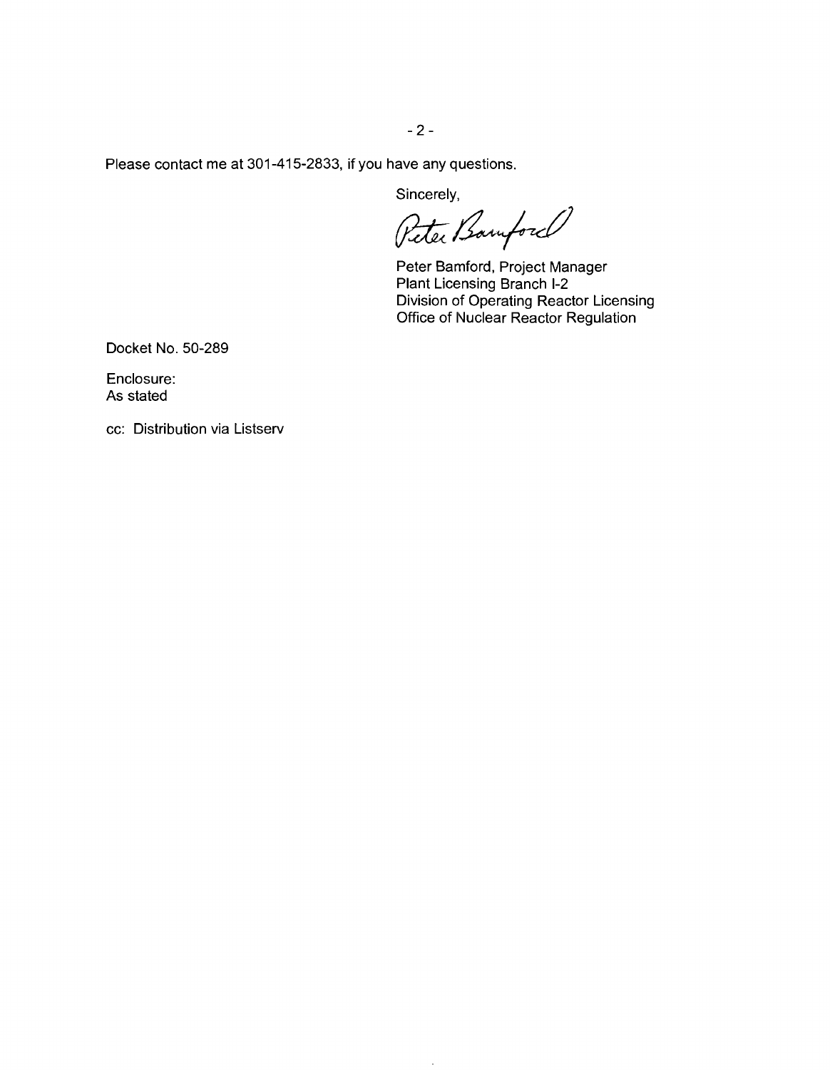Please contact me at 301-415-2833, if you have any questions.

Sincerely,

Peter Bamford

Peter Bamford, Project Manager
Plant Licensing Branch I-2
Division of Operating Reactor Licensing
Office of Nuclear Reactor Regulation

Docket No. 50-289

Enclosure:
As stated

cc: Distribution via Listserv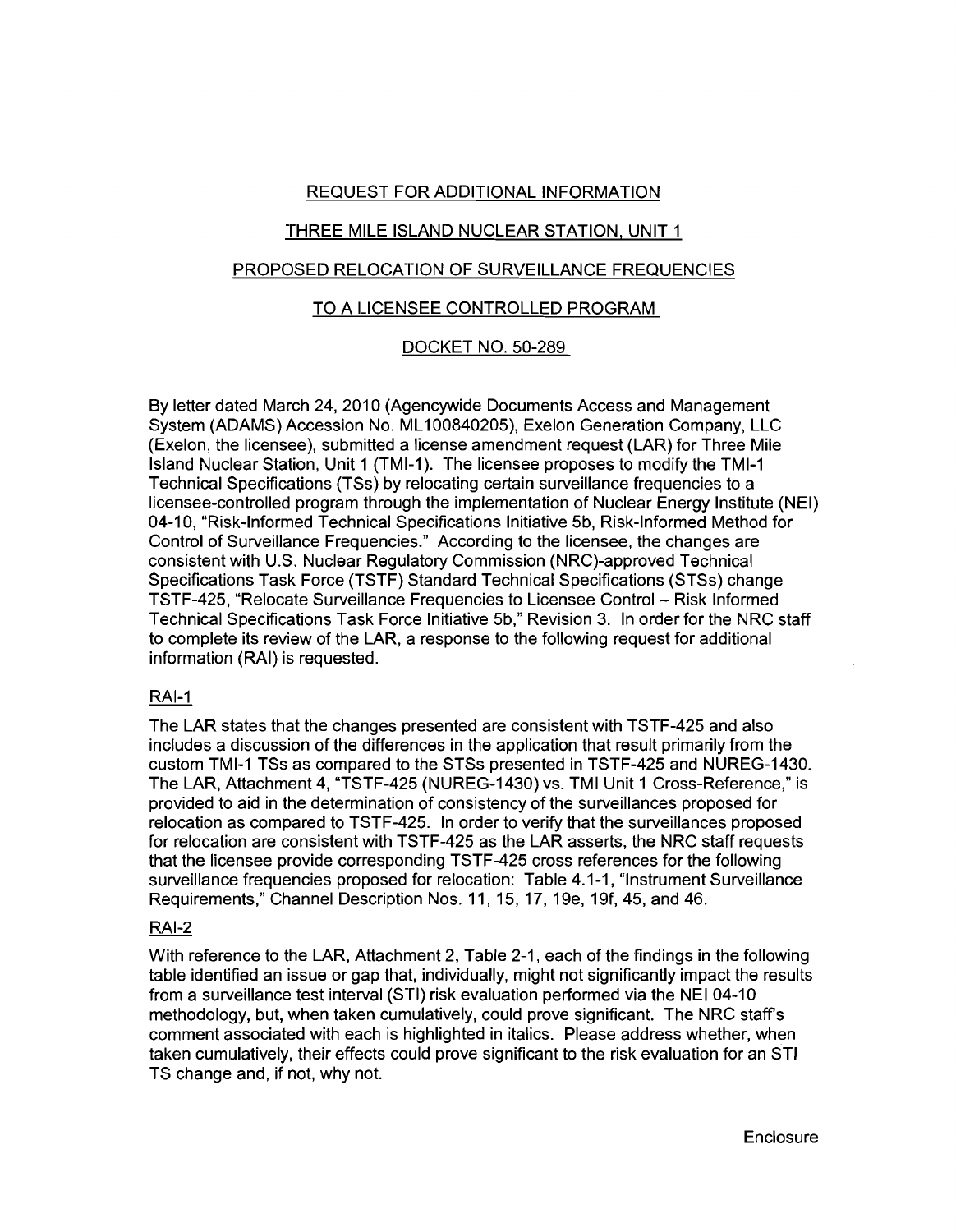## REQUEST FOR ADDITIONAL INFORMATION

## THREE MILE ISLAND NUCLEAR STATION, UNIT 1

## PROPOSED RELOCATION OF SURVEILLANCE FREQUENCIES

## TO A LICENSEE CONTROLLED PROGRAM

## DOCKET NO. 50-289

By letter dated March 24, 2010 (Agencywide Documents Access and Management System (ADAMS) Accession No. ML100840205), Exelon Generation Company, LLC (Exelon, the licensee), submitted a license amendment request (LAR) for Three Mile Island Nuclear Station, Unit 1 (TMI-1). The licensee proposes to modify the TMI-1 Technical Specifications (TSs) by relocating certain surveillance frequencies to a licensee-controlled program through the implementation of Nuclear Energy Institute (NEI) 04-10, "Risk-Informed Technical Specifications Initiative 5b, Risk-Informed Method for Control of Surveillance Frequencies." According to the licensee, the changes are consistent with U.S. Nuclear Regulatory Commission (NRC)-approved Technical Specifications Task Force (TSTF) Standard Technical Specifications (STSs) change TSTF-425, "Relocate Surveillance Frequencies to Licensee Control – Risk Informed Technical Specifications Task Force Initiative 5b," Revision 3. In order for the NRC staff to complete its review of the LAR, a response to the following request for additional information (RAI) is requested.

### RAI-1

The LAR states that the changes presented are consistent with TSTF-425 and also includes a discussion of the differences in the application that result primarily from the custom TMI-1 TSs as compared to the STSs presented in TSTF-425 and NUREG-1430. The LAR, Attachment 4, "TSTF-425 (NUREG-1430) vs. TMI Unit 1 Cross-Reference," is provided to aid in the determination of consistency of the surveillances proposed for relocation as compared to TSTF-425. In order to verify that the surveillances proposed for relocation are consistent with TSTF-425 as the LAR asserts, the NRC staff requests that the licensee provide corresponding TSTF-425 cross references for the following surveillance frequencies proposed for relocation: Table 4.1-1, "Instrument Surveillance Requirements," Channel Description Nos. 11, 15, 17, 19e, 19f, 45, and 46.

### RAI-2

With reference to the LAR, Attachment 2, Table 2-1, each of the findings in the following table identified an issue or gap that, individually, might not significantly impact the results from a surveillance test interval (STI) risk evaluation performed via the NEI 04-10 methodology, but, when taken cumulatively, could prove significant. The NRC staff's comment associated with each is highlighted in italics. Please address whether, when taken cumulatively, their effects could prove significant to the risk evaluation for an STI TS change and, if not, why not.

Enclosure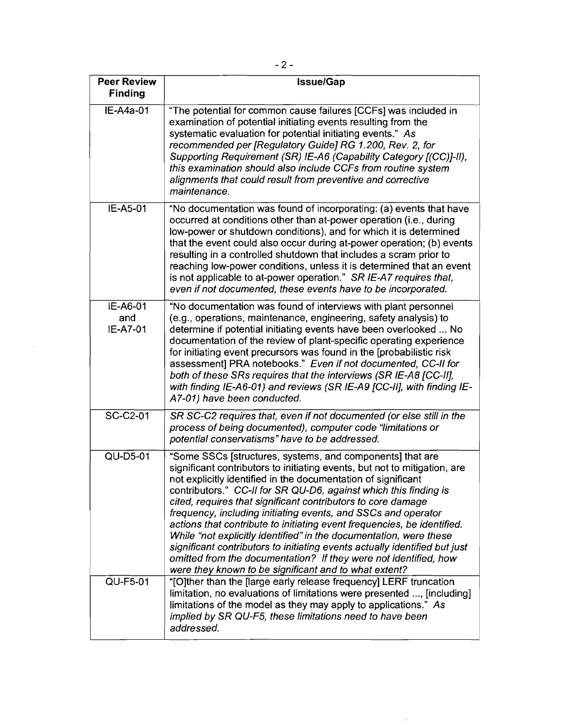| Peer Review Finding | Issue/Gap |
|---|---|
| IE-A4a-01 | "The potential for common cause failures [CCFs] was included in examination of potential initiating events resulting from the systematic evaluation for potential initiating events." *As recommended per [Regulatory Guide] RG 1.200, Rev. 2, for Supporting Requirement (SR) IE-A6 (Capability Category [(CC)]-II), this examination should also include CCFs from routine system alignments that could result from preventive and corrective maintenance.* |
| IE-A5-01 | "No documentation was found of incorporating: (a) events that have occurred at conditions other than at-power operation (i.e., during low-power or shutdown conditions), and for which it is determined that the event could also occur during at-power operation; (b) events resulting in a controlled shutdown that includes a scram prior to reaching low-power conditions, unless it is determined that an event is not applicable to at-power operation." *SR IE-A7 requires that, even if not documented, these events have to be incorporated.* |
| IE-A6-01 and IE-A7-01 | "No documentation was found of interviews with plant personnel (e.g., operations, maintenance, engineering, safety analysis) to determine if potential initiating events have been overlooked ... No documentation of the review of plant-specific operating experience for initiating event precursors was found in the [probabilistic risk assessment] PRA notebooks." *Even if not documented, CC-II for both of these SRs requires that the interviews (SR IE-A8 [CC-II], with finding IE-A6-01) and reviews (SR IE-A9 [CC-II], with finding IE-A7-01) have been conducted.* |
| SC-C2-01 | *SR SC-C2 requires that, even if not documented (or else still in the process of being documented), computer code "limitations or potential conservatisms" have to be addressed.* |
| QU-D5-01 | "Some SSCs [structures, systems, and components] that are significant contributors to initiating events, but not to mitigation, are not explicitly identified in the documentation of significant contributors." *CC-II for SR QU-D6, against which this finding is cited, requires that significant contributors to core damage frequency, including initiating events, and SSCs and operator actions that contribute to initiating event frequencies, be identified. While "not explicitly identified" in the documentation, were these significant contributors to initiating events actually identified but just omitted from the documentation? If they were not identified, how were they known to be significant and to what extent?* |
| QU-F5-01 | "[O]ther than the [large early release frequency] LERF truncation limitation, no evaluations of limitations were presented ..., [including] limitations of the model as they may apply to applications." *As implied by SR QU-F5, these limitations need to have been addressed.* |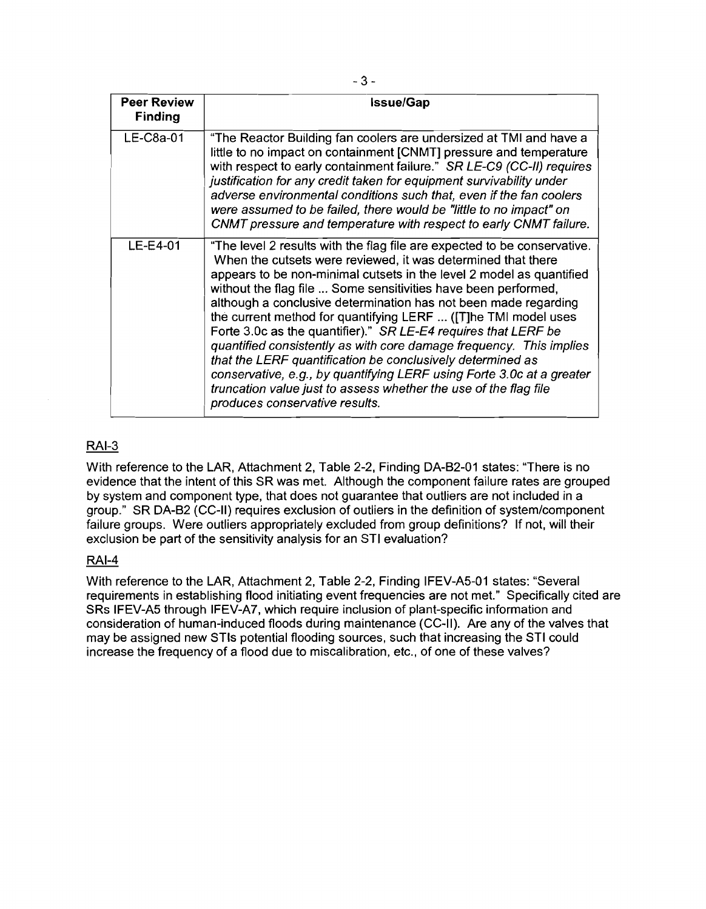| Peer Review Finding | Issue/Gap |
|---|---|
| LE-C8a-01 | "The Reactor Building fan coolers are undersized at TMI and have a little to no impact on containment [CNMT] pressure and temperature with respect to early containment failure." *SR LE-C9 (CC-II) requires justification for any credit taken for equipment survivability under adverse environmental conditions such that, even if the fan coolers were assumed to be failed, there would be "little to no impact" on CNMT pressure and temperature with respect to early CNMT failure.* |
| LE-E4-01 | "The level 2 results with the flag file are expected to be conservative. When the cutsets were reviewed, it was determined that there appears to be non-minimal cutsets in the level 2 model as quantified without the flag file ... Some sensitivities have been performed, although a conclusive determination has not been made regarding the current method for quantifying LERF ... ([T]he TMI model uses Forte 3.0c as the quantifier)." *SR LE-E4 requires that LERF be quantified consistently as with core damage frequency. This implies that the LERF quantification be conclusively determined as conservative, e.g., by quantifying LERF using Forte 3.0c at a greater truncation value just to assess whether the use of the flag file produces conservative results.* |

## RAI-3

With reference to the LAR, Attachment 2, Table 2-2, Finding DA-B2-01 states: "There is no evidence that the intent of this SR was met. Although the component failure rates are grouped by system and component type, that does not guarantee that outliers are not included in a group." SR DA-B2 (CC-II) requires exclusion of outliers in the definition of system/component failure groups. Were outliers appropriately excluded from group definitions? If not, will their exclusion be part of the sensitivity analysis for an STI evaluation?

## RAI-4

With reference to the LAR, Attachment 2, Table 2-2, Finding IFEV-A5-01 states: "Several requirements in establishing flood initiating event frequencies are not met." Specifically cited are SRs IFEV-A5 through IFEV-A7, which require inclusion of plant-specific information and consideration of human-induced floods during maintenance (CC-II). Are any of the valves that may be assigned new STIs potential flooding sources, such that increasing the STI could increase the frequency of a flood due to miscalibration, etc., of one of these valves?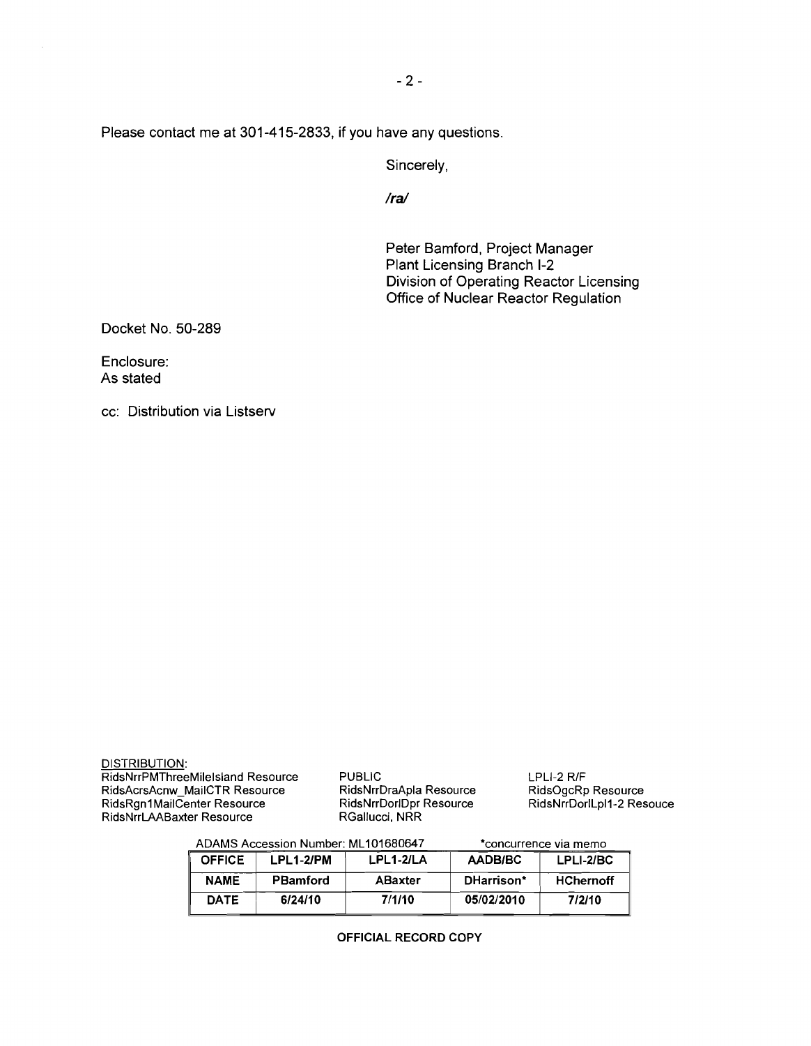Please contact me at 301-415-2833, if you have any questions.

Sincerely,

*/ra/*

Peter Bamford, Project Manager
Plant Licensing Branch I-2
Division of Operating Reactor Licensing
Office of Nuclear Reactor Regulation

Docket No. 50-289

Enclosure:
As stated

cc: Distribution via Listserv

DISTRIBUTION:
RidsNrrPMThreeMileIsland Resource
RidsAcrsAcnw_MailCTR Resource
RidsRgn1MailCenter Resource
RidsNrrLAABaxter Resource
PUBLIC
RidsNrrDraApla Resource
RidsNrrDorlDpr Resource
RGallucci, NRR
LPLI-2 R/F
RidsOgcRp Resource
RidsNrrDorlLpl1-2 Resouce

ADAMS Accession Number: ML101680647 *concurrence via memo

| OFFICE | LPL1-2/PM | LPL1-2/LA | AADB/BC | LPLI-2/BC |
|---|---|---|---|---|
| NAME | PBamford | ABaxter | DHarrison* | HChernoff |
| DATE | 6/24/10 | 7/1/10 | 05/02/2010 | 7/2/10 |

OFFICIAL RECORD COPY